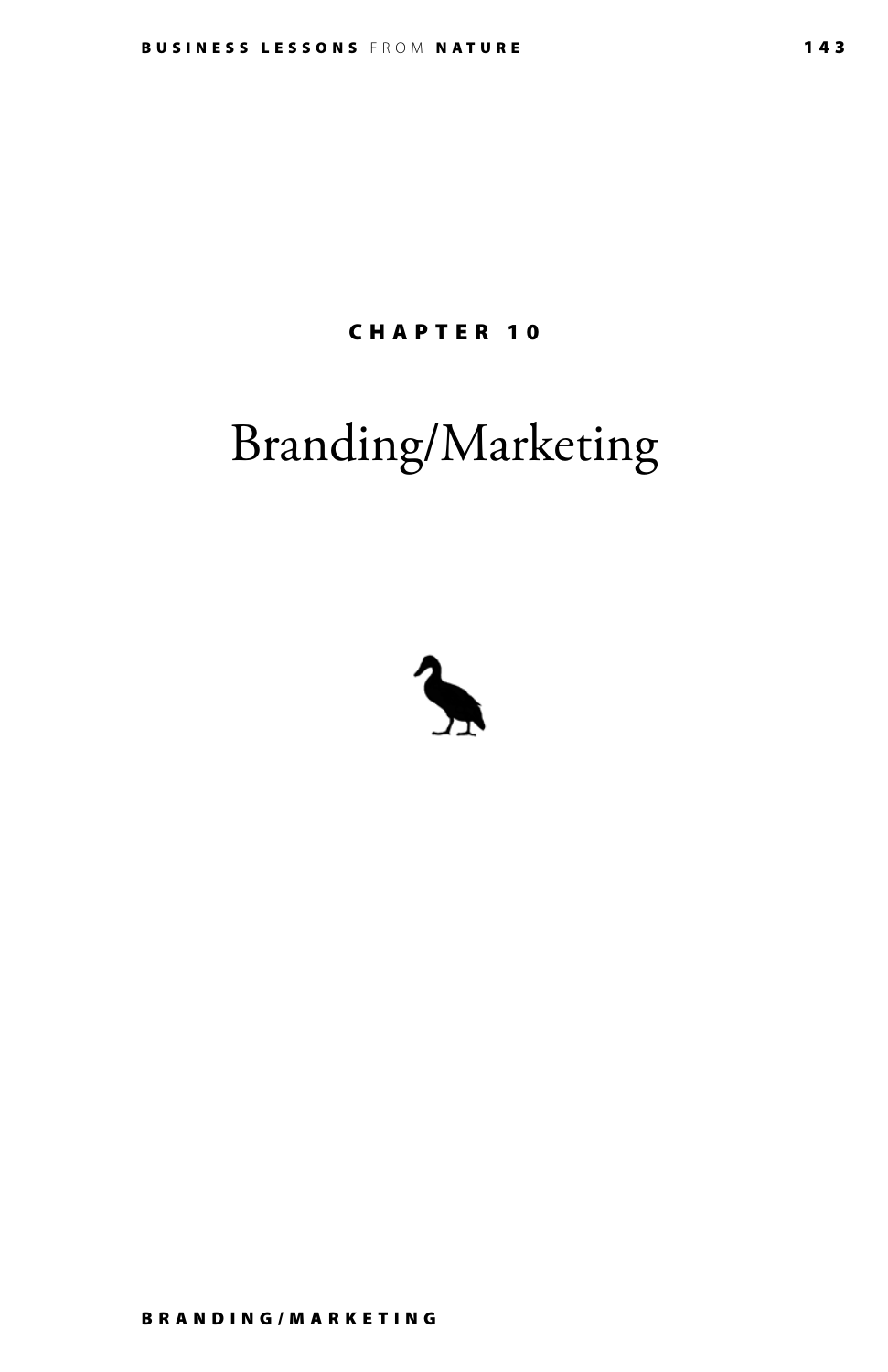CHAPTER 10

# Branding/Marketing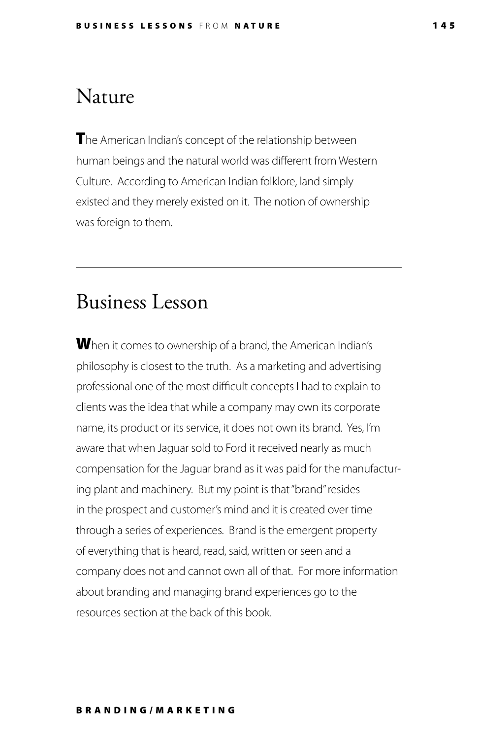## Nature

The American Indian's concept of the relationship between human beings and the natural world was different from Western Culture. According to American Indian folklore, land simply existed and they merely existed on it. The notion of ownership was foreign to them.

---

## Business Lesson

When it comes to ownership of a brand, the American Indian's philosophy is closest to the truth. As a marketing and advertising professional one of the most difficult concepts I had to explain to clients was the idea that while a company may own its corporate name, its product or its service, it does not own its brand. Yes, I'm aware that when Jaguar sold to Ford it received nearly as much compensation for the Jaguar brand as it was paid for the manufacturing plant and machinery. But my point is that "brand" resides in the prospect and customer's mind and it is created over time through a series of experiences. Brand is the emergent property of everything that is heard, read, said, written or seen and a company does not and cannot own all of that. For more information about branding and managing brand experiences go to the resources section at the back of this book.

**BRANDING/MARKETING**